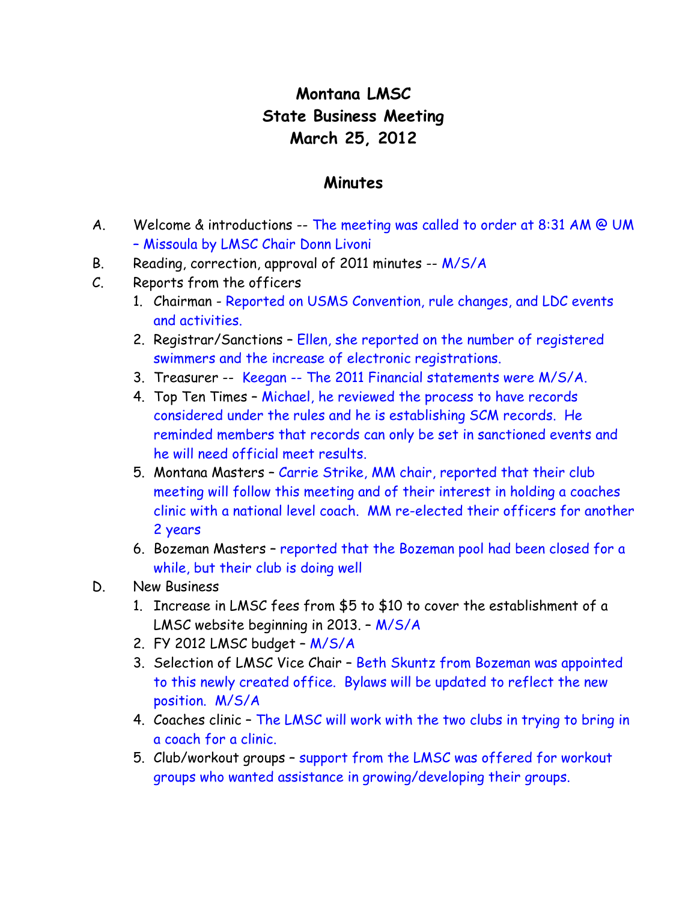# Montana LMSC
# State Business Meeting
# March 25, 2012

## Minutes

A. Welcome & introductions -- The meeting was called to order at 8:31 AM @ UM – Missoula by LMSC Chair Donn Livoni

B. Reading, correction, approval of 2011 minutes -- M/S/A

C. Reports from the officers

1. Chairman - Reported on USMS Convention, rule changes, and LDC events and activities.
2. Registrar/Sanctions – Ellen, she reported on the number of registered swimmers and the increase of electronic registrations.
3. Treasurer -- Keegan -- The 2011 Financial statements were M/S/A.
4. Top Ten Times – Michael, he reviewed the process to have records considered under the rules and he is establishing SCM records. He reminded members that records can only be set in sanctioned events and he will need official meet results.
5. Montana Masters – Carrie Strike, MM chair, reported that their club meeting will follow this meeting and of their interest in holding a coaches clinic with a national level coach. MM re-elected their officers for another 2 years
6. Bozeman Masters – reported that the Bozeman pool had been closed for a while, but their club is doing well

D. New Business

1. Increase in LMSC fees from $5 to $10 to cover the establishment of a LMSC website beginning in 2013. – M/S/A
2. FY 2012 LMSC budget – M/S/A
3. Selection of LMSC Vice Chair – Beth Skuntz from Bozeman was appointed to this newly created office. Bylaws will be updated to reflect the new position. M/S/A
4. Coaches clinic – The LMSC will work with the two clubs in trying to bring in a coach for a clinic.
5. Club/workout groups – support from the LMSC was offered for workout groups who wanted assistance in growing/developing their groups.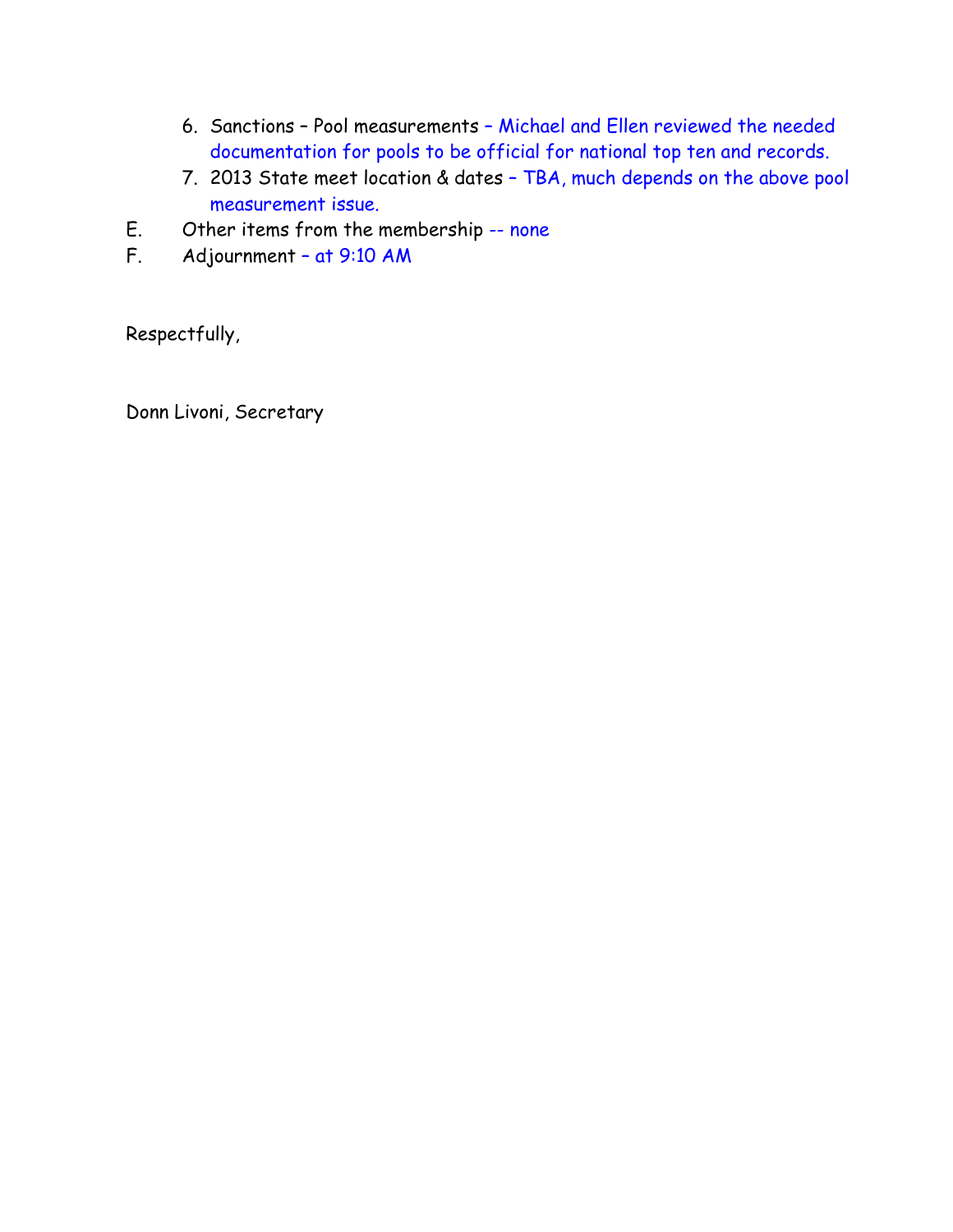6. Sanctions – Pool measurements – Michael and Ellen reviewed the needed documentation for pools to be official for national top ten and records.
7. 2013 State meet location & dates – TBA, much depends on the above pool measurement issue.

E. Other items from the membership -- none

F. Adjournment – at 9:10 AM

Respectfully,

Donn Livoni, Secretary